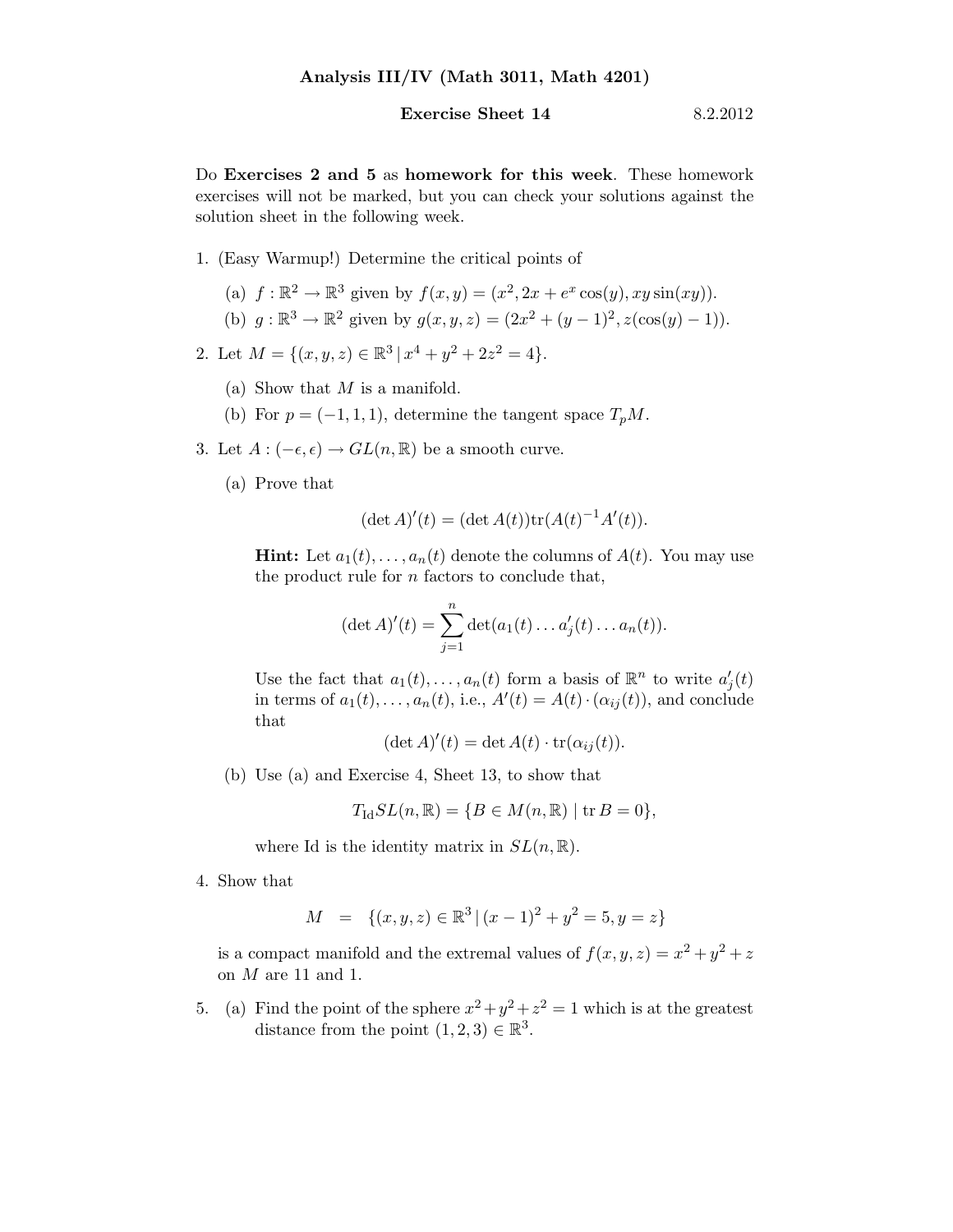# Analysis III/IV (Math 3011, Math 4201)

**Exercise Sheet 14** 8.2.2012

Do **Exercises 2 and 5** as **homework for this week**. These homework exercises will not be marked, but you can check your solutions against the solution sheet in the following week.

1. (Easy Warmup!) Determine the critical points of

   (a) $f : \mathbb{R}^2 \to \mathbb{R}^3$ given by $f(x, y) = (x^2, 2x + e^x \cos(y), xy \sin(xy))$.

   (b) $g : \mathbb{R}^3 \to \mathbb{R}^2$ given by $g(x, y, z) = (2x^2 + (y - 1)^2, z(\cos(y) - 1))$.

2. Let $M = \{(x, y, z) \in \mathbb{R}^3 \mid x^4 + y^2 + 2z^2 = 4\}$.

   (a) Show that $M$ is a manifold.

   (b) For $p = (-1, 1, 1)$, determine the tangent space $T_pM$.

3. Let $A : (-\epsilon, \epsilon) \to GL(n, \mathbb{R})$ be a smooth curve.

   (a) Prove that

   $$(\det A)'(t) = (\det A(t))\mathrm{tr}(A(t)^{-1}A'(t)).$$

   **Hint:** Let $a_1(t), \dots, a_n(t)$ denote the columns of $A(t)$. You may use the product rule for $n$ factors to conclude that,

   $$(\det A)'(t) = \sum_{j=1}^{n} \det(a_1(t) \dots a_j'(t) \dots a_n(t)).$$

   Use the fact that $a_1(t), \dots, a_n(t)$ form a basis of $\mathbb{R}^n$ to write $a_j'(t)$ in terms of $a_1(t), \dots, a_n(t)$, i.e., $A'(t) = A(t) \cdot (\alpha_{ij}(t))$, and conclude that

   $$(\det A)'(t) = \det A(t) \cdot \mathrm{tr}(\alpha_{ij}(t)).$$

   (b) Use (a) and Exercise 4, Sheet 13, to show that

   $$T_{\mathrm{Id}}SL(n, \mathbb{R}) = \{B \in M(n, \mathbb{R}) \mid \mathrm{tr}\, B = 0\},$$

   where Id is the identity matrix in $SL(n, \mathbb{R})$.

4. Show that

   $$M \quad = \quad \{(x, y, z) \in \mathbb{R}^3 \mid (x - 1)^2 + y^2 = 5, y = z\}$$

   is a compact manifold and the extremal values of $f(x, y, z) = x^2 + y^2 + z$ on $M$ are 11 and 1.

5. (a) Find the point of the sphere $x^2 + y^2 + z^2 = 1$ which is at the greatest distance from the point $(1, 2, 3) \in \mathbb{R}^3$.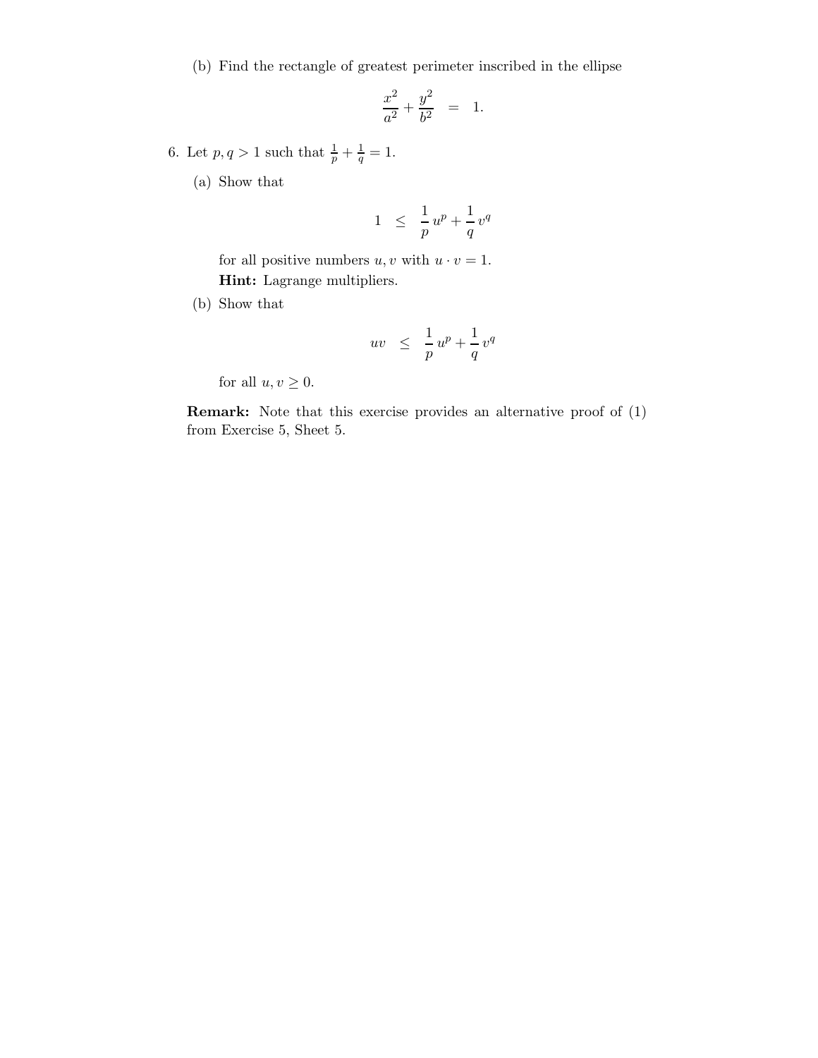(b) Find the rectangle of greatest perimeter inscribed in the ellipse

$$\frac{x^2}{a^2} + \frac{y^2}{b^2} = 1.$$

6. Let $p, q > 1$ such that $\frac{1}{p} + \frac{1}{q} = 1$.

   (a) Show that

   $$1 \leq \frac{1}{p} u^p + \frac{1}{q} v^q$$

   for all positive numbers $u, v$ with $u \cdot v = 1$.
   **Hint:** Lagrange multipliers.

   (b) Show that

   $$uv \leq \frac{1}{p} u^p + \frac{1}{q} v^q$$

   for all $u, v \geq 0$.

   **Remark:** Note that this exercise provides an alternative proof of (1) from Exercise 5, Sheet 5.